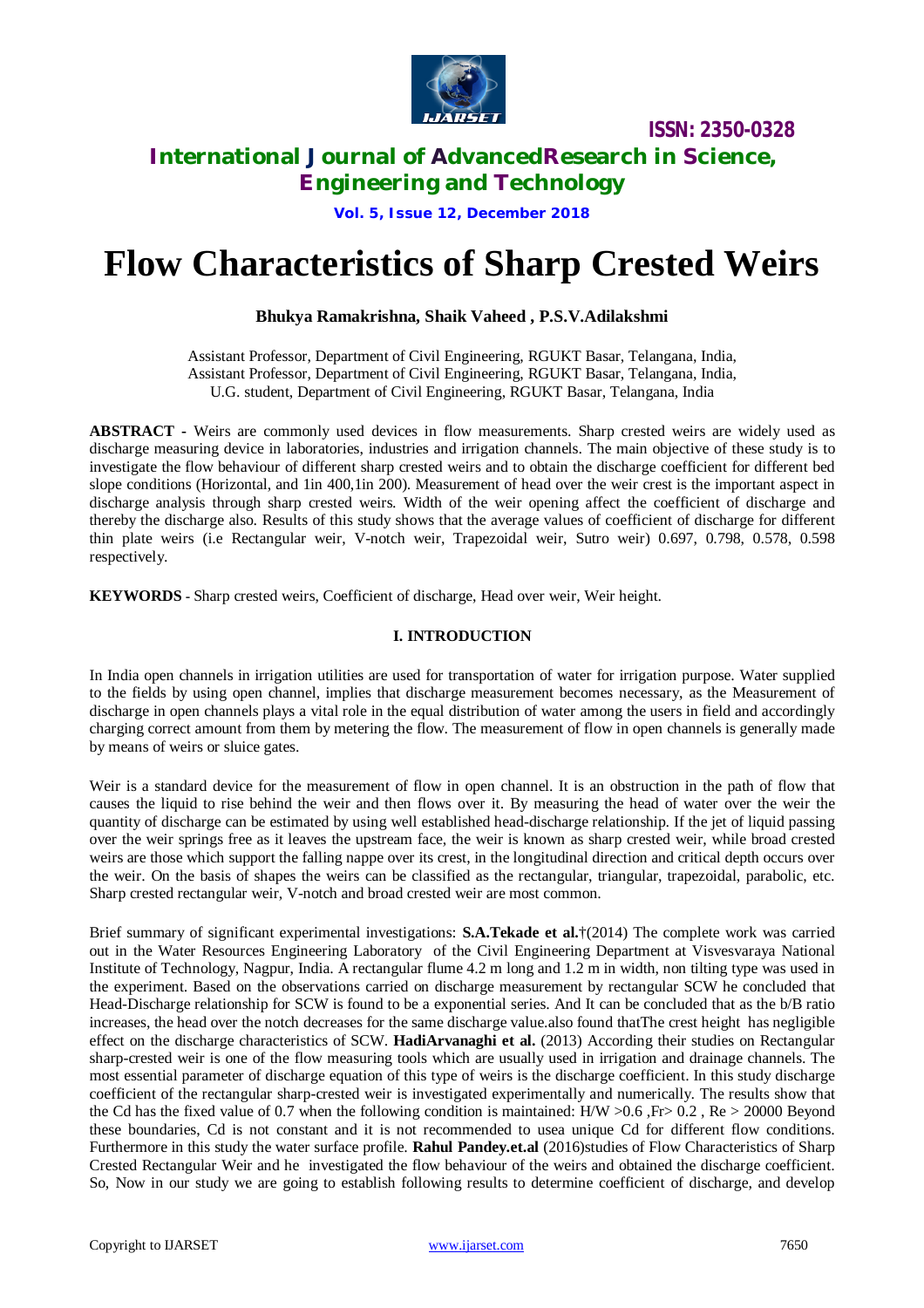# Flow Characteristics of Sharp Crested Weirs

**Bhukya Ramakrishna, Shaik Vaheed , P.S.V.Adilakshmi**

Assistant Professor, Department of Civil Engineering, RGUKT Basar, Telangana, India,
Assistant Professor, Department of Civil Engineering, RGUKT Basar, Telangana, India,
U.G. student, Department of Civil Engineering, RGUKT Basar, Telangana, India

**ABSTRACT -** Weirs are commonly used devices in flow measurements. Sharp crested weirs are widely used as discharge measuring device in laboratories, industries and irrigation channels. The main objective of these study is to investigate the flow behaviour of different sharp crested weirs and to obtain the discharge coefficient for different bed slope conditions (Horizontal, and 1in 400,1in 200). Measurement of head over the weir crest is the important aspect in discharge analysis through sharp crested weirs. Width of the weir opening affect the coefficient of discharge and thereby the discharge also. Results of this study shows that the average values of coefficient of discharge for different thin plate weirs (i.e Rectangular weir, V-notch weir, Trapezoidal weir, Sutro weir) 0.697, 0.798, 0.578, 0.598 respectively.

**KEYWORDS** - Sharp crested weirs, Coefficient of discharge, Head over weir, Weir height.

## I. INTRODUCTION

In India open channels in irrigation utilities are used for transportation of water for irrigation purpose. Water supplied to the fields by using open channel, implies that discharge measurement becomes necessary, as the Measurement of discharge in open channels plays a vital role in the equal distribution of water among the users in field and accordingly charging correct amount from them by metering the flow. The measurement of flow in open channels is generally made by means of weirs or sluice gates.

Weir is a standard device for the measurement of flow in open channel. It is an obstruction in the path of flow that causes the liquid to rise behind the weir and then flows over it. By measuring the head of water over the weir the quantity of discharge can be estimated by using well established head-discharge relationship. If the jet of liquid passing over the weir springs free as it leaves the upstream face, the weir is known as sharp crested weir, while broad crested weirs are those which support the falling nappe over its crest, in the longitudinal direction and critical depth occurs over the weir. On the basis of shapes the weirs can be classified as the rectangular, triangular, trapezoidal, parabolic, etc. Sharp crested rectangular weir, V-notch and broad crested weir are most common.

Brief summary of significant experimental investigations: **S.A.Tekade et al.**†(2014) The complete work was carried out in the Water Resources Engineering Laboratory of the Civil Engineering Department at Visvesvaraya National Institute of Technology, Nagpur, India. A rectangular flume 4.2 m long and 1.2 m in width, non tilting type was used in the experiment. Based on the observations carried on discharge measurement by rectangular SCW he concluded that Head-Discharge relationship for SCW is found to be a exponential series. And It can be concluded that as the b/B ratio increases, the head over the notch decreases for the same discharge value.also found thatThe crest height has negligible effect on the discharge characteristics of SCW. **HadiArvanaghi et al.** (2013) According their studies on Rectangular sharp-crested weir is one of the flow measuring tools which are usually used in irrigation and drainage channels. The most essential parameter of discharge equation of this type of weirs is the discharge coefficient. In this study discharge coefficient of the rectangular sharp-crested weir is investigated experimentally and numerically. The results show that the Cd has the fixed value of 0.7 when the following condition is maintained: H/W >0.6 ,Fr> 0.2 , Re > 20000 Beyond these boundaries, Cd is not constant and it is not recommended to usea unique Cd for different flow conditions. Furthermore in this study the water surface profile. **Rahul Pandey.et.al** (2016)studies of Flow Characteristics of Sharp Crested Rectangular Weir and he investigated the flow behaviour of the weirs and obtained the discharge coefficient. So, Now in our study we are going to establish following results to determine coefficient of discharge, and develop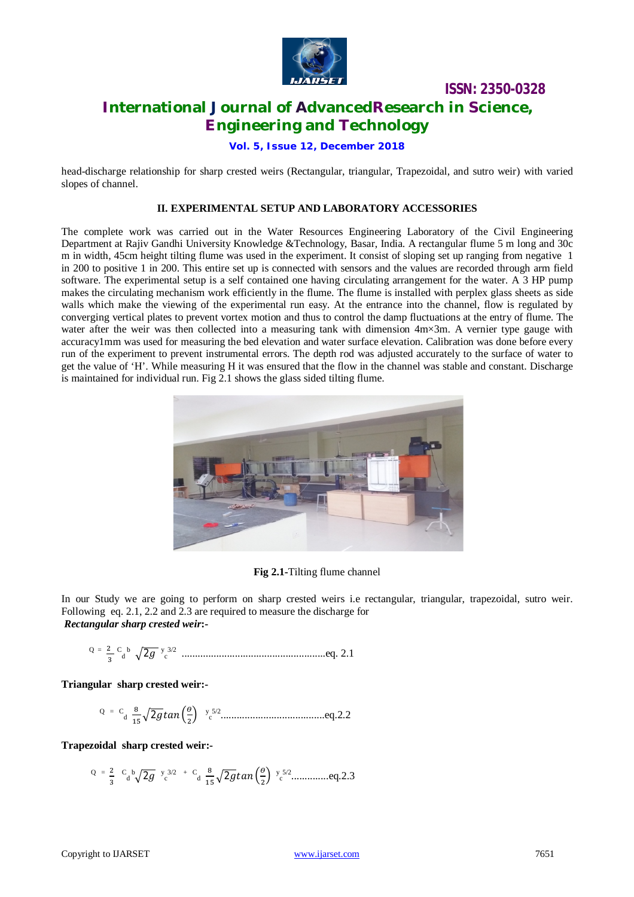head-discharge relationship for sharp crested weirs (Rectangular, triangular, Trapezoidal, and sutro weir) with varied slopes of channel.

## II. EXPERIMENTAL SETUP AND LABORATORY ACCESSORIES

The complete work was carried out in the Water Resources Engineering Laboratory of the Civil Engineering Department at Rajiv Gandhi University Knowledge &Technology, Basar, India. A rectangular flume 5 m long and 30c m in width, 45cm height tilting flume was used in the experiment. It consist of sloping set up ranging from negative 1 in 200 to positive 1 in 200. This entire set up is connected with sensors and the values are recorded through arm field software. The experimental setup is a self contained one having circulating arrangement for the water. A 3 HP pump makes the circulating mechanism work efficiently in the flume. The flume is installed with perplex glass sheets as side walls which make the viewing of the experimental run easy. At the entrance into the channel, flow is regulated by converging vertical plates to prevent vortex motion and thus to control the damp fluctuations at the entry of flume. The water after the weir was then collected into a measuring tank with dimension 4m×3m. A vernier type gauge with accuracy1mm was used for measuring the bed elevation and water surface elevation. Calibration was done before every run of the experiment to prevent instrumental errors. The depth rod was adjusted accurately to the surface of water to get the value of 'H'. While measuring H it was ensured that the flow in the channel was stable and constant. Discharge is maintained for individual run. Fig 2.1 shows the glass sided tilting flume.

**Fig 2.1**-Tilting flume channel

In our Study we are going to perform on sharp crested weirs i.e rectangular, triangular, trapezoidal, sutro weir. Following eq. 2.1, 2.2 and 2.3 are required to measure the discharge for

***Rectangular sharp crested weir:-***

$$Q = \frac{2}{3} C_d b \sqrt{2g}\, y_c^{3/2} \quad \text{......................................................eq. 2.1}$$

**Triangular sharp crested weir:-**

$$Q = C_d \frac{8}{15}\sqrt{2g}\tan\left(\frac{\theta}{2}\right) y_c^{5/2} \quad \text{.......................................eq.2.2}$$

**Trapezoidal sharp crested weir:-**

$$Q = \frac{2}{3} C_d b\sqrt{2g}\, y_c^{3/2} + C_d \frac{8}{15}\sqrt{2g}\tan\left(\frac{\theta}{2}\right) y_c^{5/2} \quad \text{..............eq.2.3}$$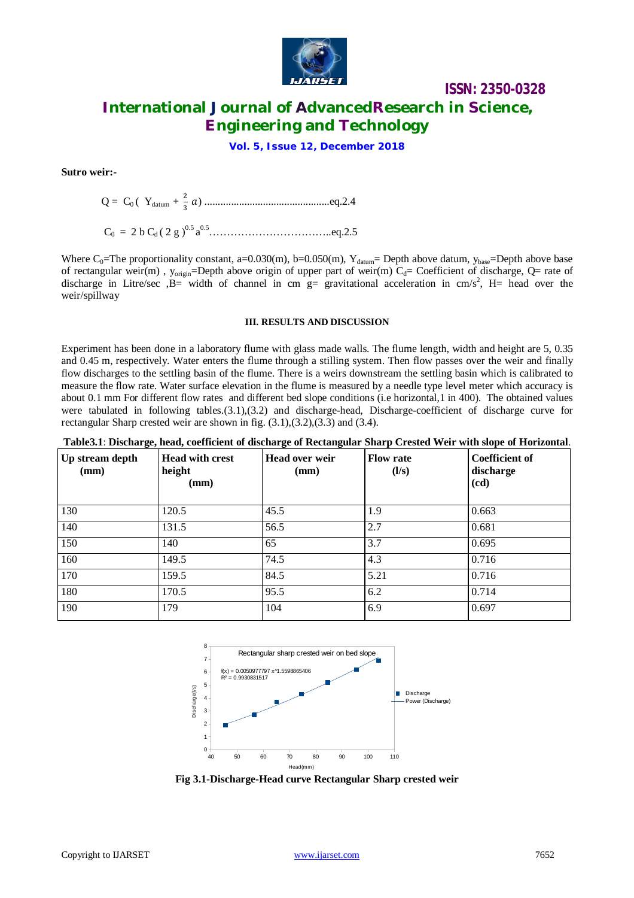**Sutro weir:-**

$$Q = C_0 \left( Y_{datum} + \frac{2}{3} a \right) \text{ ...............................................eq.2.4}$$

$$C_0 = 2 \, b \, C_d \, ( 2 \, g )^{0.5} \, a^{0.5} \text{ ……………………………..eq.2.5}$$

Where $C_0$=The proportionality constant, a=0.030(m), b=0.050(m), $Y_{datum}$= Depth above datum, $y_{base}$=Depth above base of rectangular weir(m) , $y_{origin}$=Depth above origin of upper part of weir(m) $C_d$= Coefficient of discharge, Q= rate of discharge in Litre/sec ,B= width of channel in cm g= gravitational acceleration in cm/s$^2$, H= head over the weir/spillway

#### III. RESULTS AND DISCUSSION

Experiment has been done in a laboratory flume with glass made walls. The flume length, width and height are 5, 0.35 and 0.45 m, respectively. Water enters the flume through a stilling system. Then flow passes over the weir and finally flow discharges to the settling basin of the flume. There is a weirs downstream the settling basin which is calibrated to measure the flow rate. Water surface elevation in the flume is measured by a needle type level meter which accuracy is about 0.1 mm For different flow rates and different bed slope conditions (i.e horizontal,1 in 400). The obtained values were tabulated in following tables.(3.1),(3.2) and discharge-head, Discharge-coefficient of discharge curve for rectangular Sharp crested weir are shown in fig. (3.1),(3.2),(3.3) and (3.4).

**Table3.1**: **Discharge, head, coefficient of discharge of Rectangular Sharp Crested Weir with slope of Horizontal**.

| Up stream depth (mm) | Head with crest height (mm) | Head over weir (mm) | Flow rate (l/s) | Coefficient of discharge (cd) |
|---|---|---|---|---|
| 130 | 120.5 | 45.5 | 1.9 | 0.663 |
| 140 | 131.5 | 56.5 | 2.7 | 0.681 |
| 150 | 140 | 65 | 3.7 | 0.695 |
| 160 | 149.5 | 74.5 | 4.3 | 0.716 |
| 170 | 159.5 | 84.5 | 5.21 | 0.716 |
| 180 | 170.5 | 95.5 | 6.2 | 0.714 |
| 190 | 179 | 104 | 6.9 | 0.697 |

**Fig 3.1-Discharge-Head curve Rectangular Sharp crested weir**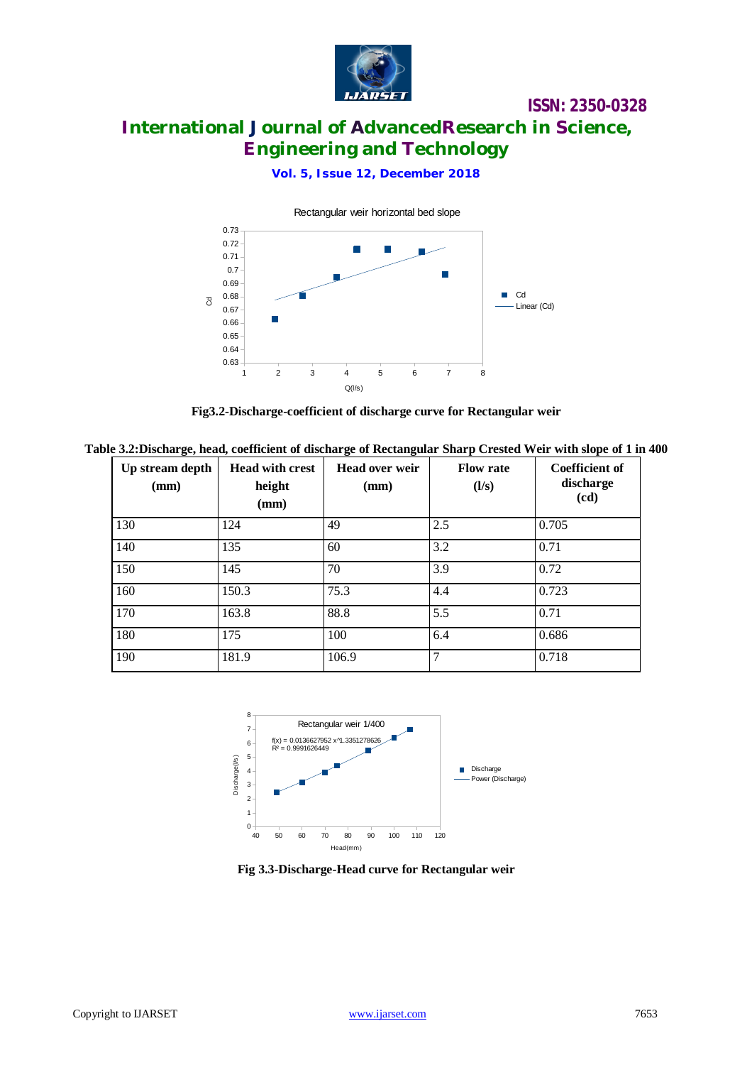Fig3.2-Discharge-coefficient of discharge curve for Rectangular weir

Table 3.2:Discharge, head, coefficient of discharge of Rectangular Sharp Crested Weir with slope of 1 in 400

| Up stream depth (mm) | Head with crest height (mm) | Head over weir (mm) | Flow rate (l/s) | Coefficient of discharge (cd) |
|---|---|---|---|---|
| 130 | 124 | 49 | 2.5 | 0.705 |
| 140 | 135 | 60 | 3.2 | 0.71 |
| 150 | 145 | 70 | 3.9 | 0.72 |
| 160 | 150.3 | 75.3 | 4.4 | 0.723 |
| 170 | 163.8 | 88.8 | 5.5 | 0.71 |
| 180 | 175 | 100 | 6.4 | 0.686 |
| 190 | 181.9 | 106.9 | 7 | 0.718 |

Fig 3.3-Discharge-Head curve for Rectangular weir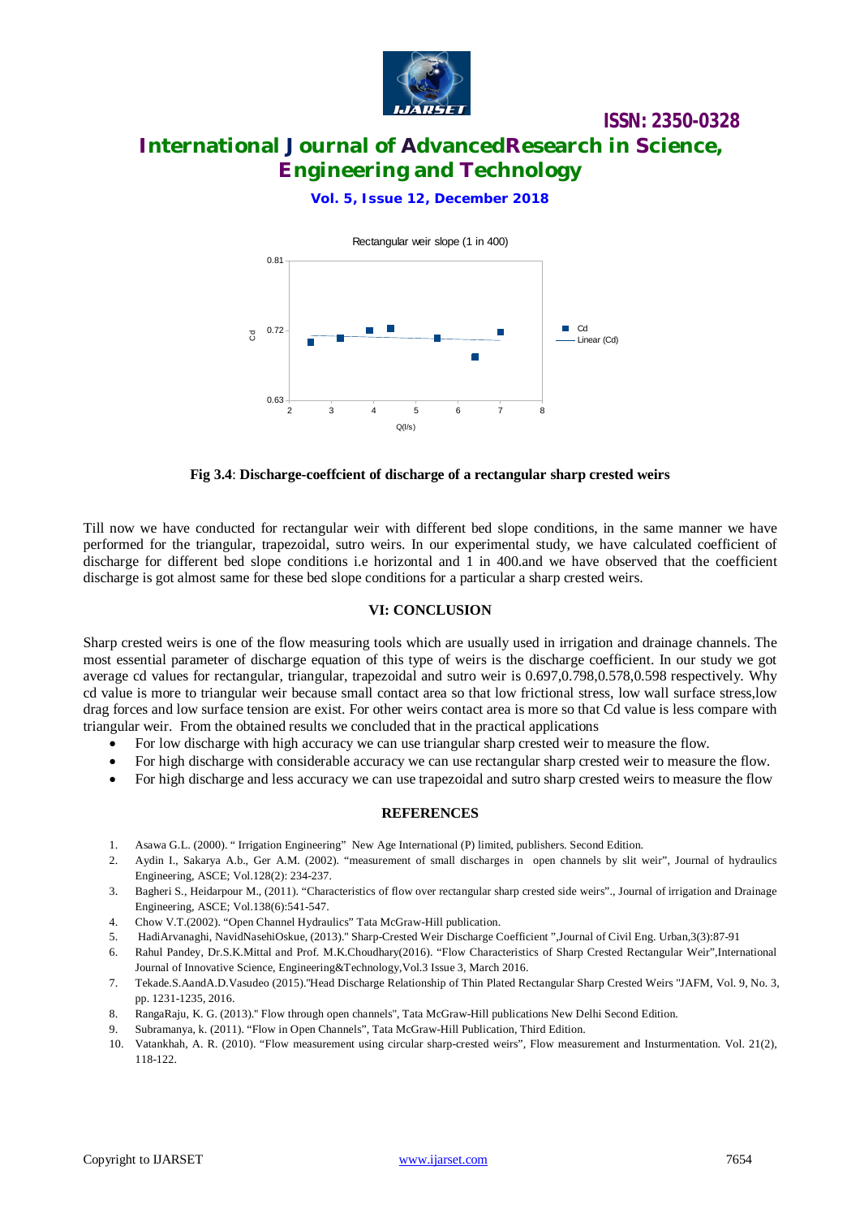Rectangular weir slope (1 in 400)

0.81

0.72

0.63

Cd

2 3 4 5 6 7 8

Q(l/s)

Cd

Linear (Cd)

**Fig 3.4**: **Discharge-coeffcient of discharge of a rectangular sharp crested weirs**

Till now we have conducted for rectangular weir with different bed slope conditions, in the same manner we have performed for the triangular, trapezoidal, sutro weirs. In our experimental study, we have calculated coefficient of discharge for different bed slope conditions i.e horizontal and 1 in 400.and we have observed that the coefficient discharge is got almost same for these bed slope conditions for a particular a sharp crested weirs.

## VI: CONCLUSION

Sharp crested weirs is one of the flow measuring tools which are usually used in irrigation and drainage channels. The most essential parameter of discharge equation of this type of weirs is the discharge coefficient. In our study we got average cd values for rectangular, triangular, trapezoidal and sutro weir is 0.697,0.798,0.578,0.598 respectively. Why cd value is more to triangular weir because small contact area so that low frictional stress, low wall surface stress,low drag forces and low surface tension are exist. For other weirs contact area is more so that Cd value is less compare with triangular weir. From the obtained results we concluded that in the practical applications

- For low discharge with high accuracy we can use triangular sharp crested weir to measure the flow.
- For high discharge with considerable accuracy we can use rectangular sharp crested weir to measure the flow.
- For high discharge and less accuracy we can use trapezoidal and sutro sharp crested weirs to measure the flow

## REFERENCES

1. Asawa G.L. (2000). " Irrigation Engineering" New Age International (P) limited, publishers. Second Edition.
2. Aydin I., Sakarya A.b., Ger A.M. (2002). "measurement of small discharges in open channels by slit weir", Journal of hydraulics Engineering, ASCE; Vol.128(2): 234-237.
3. Bagheri S., Heidarpour M., (2011). "Characteristics of flow over rectangular sharp crested side weirs"., Journal of irrigation and Drainage Engineering, ASCE; Vol.138(6):541-547.
4. Chow V.T.(2002). "Open Channel Hydraulics" Tata McGraw-Hill publication.
5. HadiArvanaghi, NavidNasehiOskue, (2013)." Sharp-Crested Weir Discharge Coefficient ",Journal of Civil Eng. Urban,3(3):87-91
6. Rahul Pandey, Dr.S.K.Mittal and Prof. M.K.Choudhary(2016). "Flow Characteristics of Sharp Crested Rectangular Weir",International Journal of Innovative Science, Engineering&Technology,Vol.3 Issue 3, March 2016.
7. Tekade.S.AandA.D.Vasudeo (2015)."Head Discharge Relationship of Thin Plated Rectangular Sharp Crested Weirs "JAFM, Vol. 9, No. 3, pp. 1231-1235, 2016.
8. RangaRaju, K. G. (2013)." Flow through open channels", Tata McGraw-Hill publications New Delhi Second Edition.
9. Subramanya, k. (2011). "Flow in Open Channels", Tata McGraw-Hill Publication, Third Edition.
10. Vatankhah, A. R. (2010). "Flow measurement using circular sharp-crested weirs", Flow measurement and Insturmentation. Vol. 21(2), 118-122.